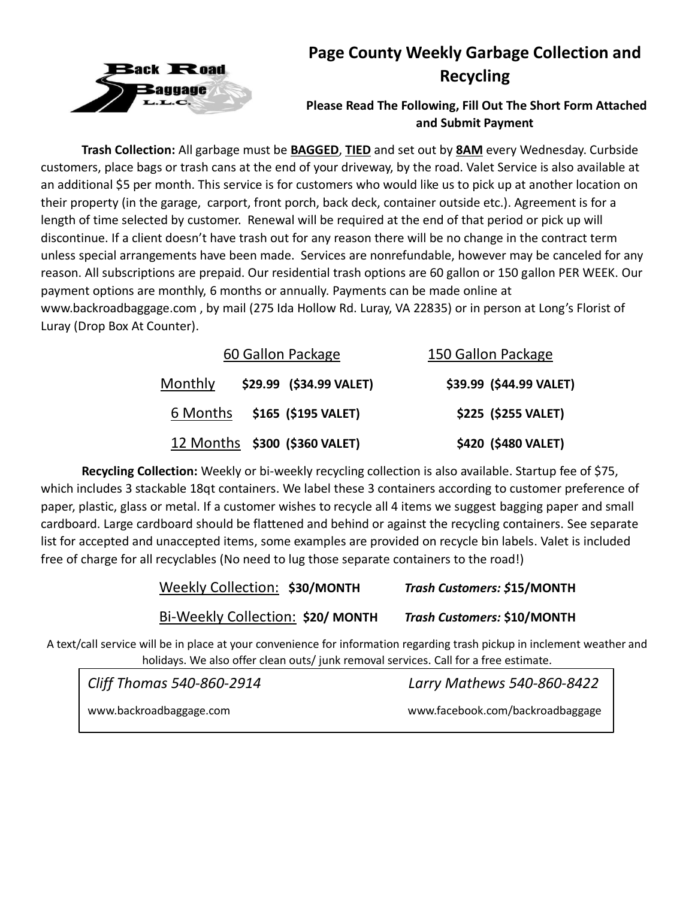# Page County Weekly Garbage Collection and Recycling

**Please Read The Following, Fill Out The Short Form Attached and Submit Payment**

**Trash Collection:** All garbage must be **BAGGED**, **TIED** and set out by **8AM** every Wednesday. Curbside customers, place bags or trash cans at the end of your driveway, by the road. Valet Service is also available at an additional $5 per month. This service is for customers who would like us to pick up at another location on their property (in the garage, carport, front porch, back deck, container outside etc.). Agreement is for a length of time selected by customer. Renewal will be required at the end of that period or pick up will discontinue. If a client doesn't have trash out for any reason there will be no change in the contract term unless special arrangements have been made. Services are nonrefundable, however may be canceled for any reason. All subscriptions are prepaid. Our residential trash options are 60 gallon or 150 gallon PER WEEK. Our payment options are monthly, 6 months or annually. Payments can be made online at www.backroadbaggage.com , by mail (275 Ida Hollow Rd. Luray, VA 22835) or in person at Long's Florist of Luray (Drop Box At Counter).

| | 60 Gallon Package | 150 Gallon Package |
|---|---|---|
| Monthly | **$29.99 ($34.99 VALET)** | **$39.99 ($44.99 VALET)** |
| 6 Months | **$165 ($195 VALET)** | **$225 ($255 VALET)** |
| 12 Months | **$300 ($360 VALET)** | **$420 ($480 VALET)** |

**Recycling Collection:** Weekly or bi-weekly recycling collection is also available. Startup fee of $75, which includes 3 stackable 18qt containers. We label these 3 containers according to customer preference of paper, plastic, glass or metal. If a customer wishes to recycle all 4 items we suggest bagging paper and small cardboard. Large cardboard should be flattened and behind or against the recycling containers. See separate list for accepted and unaccepted items, some examples are provided on recycle bin labels. Valet is included free of charge for all recyclables (No need to lug those separate containers to the road!)

| | |
|---|---|
| Weekly Collection: **$30/MONTH** | ***Trash Customers: $*15/MONTH** |
| Bi-Weekly Collection: **$20/ MONTH** | ***Trash Customers:* $10/MONTH** |

A text/call service will be in place at your convenience for information regarding trash pickup in inclement weather and holidays. We also offer clean outs/ junk removal services. Call for a free estimate.

| | |
|---|---|
| *Cliff Thomas 540-860-2914* | *Larry Mathews 540-860-8422* |
| www.backroadbaggage.com | www.facebook.com/backroadbaggage |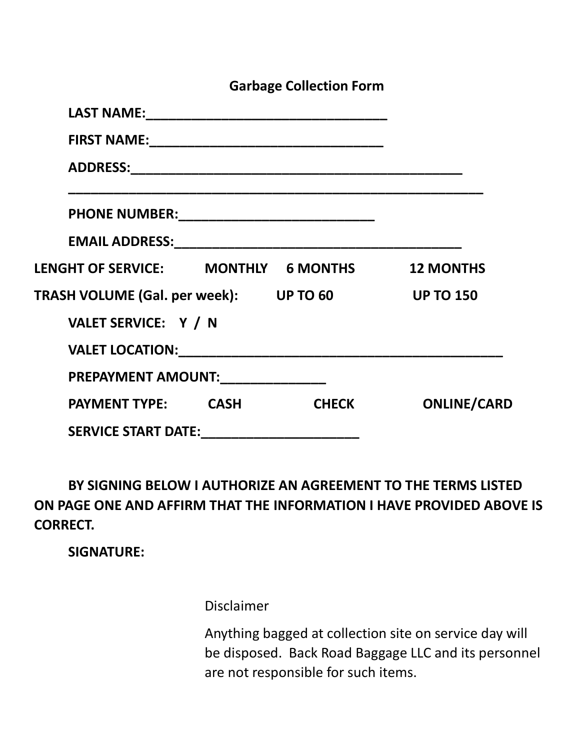# Garbage Collection Form

**LAST NAME:________________________________**

**FIRST NAME:_______________________________**

**ADDRESS:____________________________________________**

**________________________________________________________**

**PHONE NUMBER:__________________________**

**EMAIL ADDRESS:_______________________________________**

**LENGHT OF SERVICE: MONTHLY 6 MONTHS 12 MONTHS**

**TRASH VOLUME (Gal. per week): UP TO 60 UP TO 150**

**VALET SERVICE: Y / N**

**VALET LOCATION:____________________________________________**

**PREPAYMENT AMOUNT:______________**

**PAYMENT TYPE: CASH CHECK ONLINE/CARD**

**SERVICE START DATE:_____________________**

**BY SIGNING BELOW I AUTHORIZE AN AGREEMENT TO THE TERMS LISTED ON PAGE ONE AND AFFIRM THAT THE INFORMATION I HAVE PROVIDED ABOVE IS CORRECT.**

**SIGNATURE:**

Disclaimer

Anything bagged at collection site on service day will be disposed. Back Road Baggage LLC and its personnel are not responsible for such items.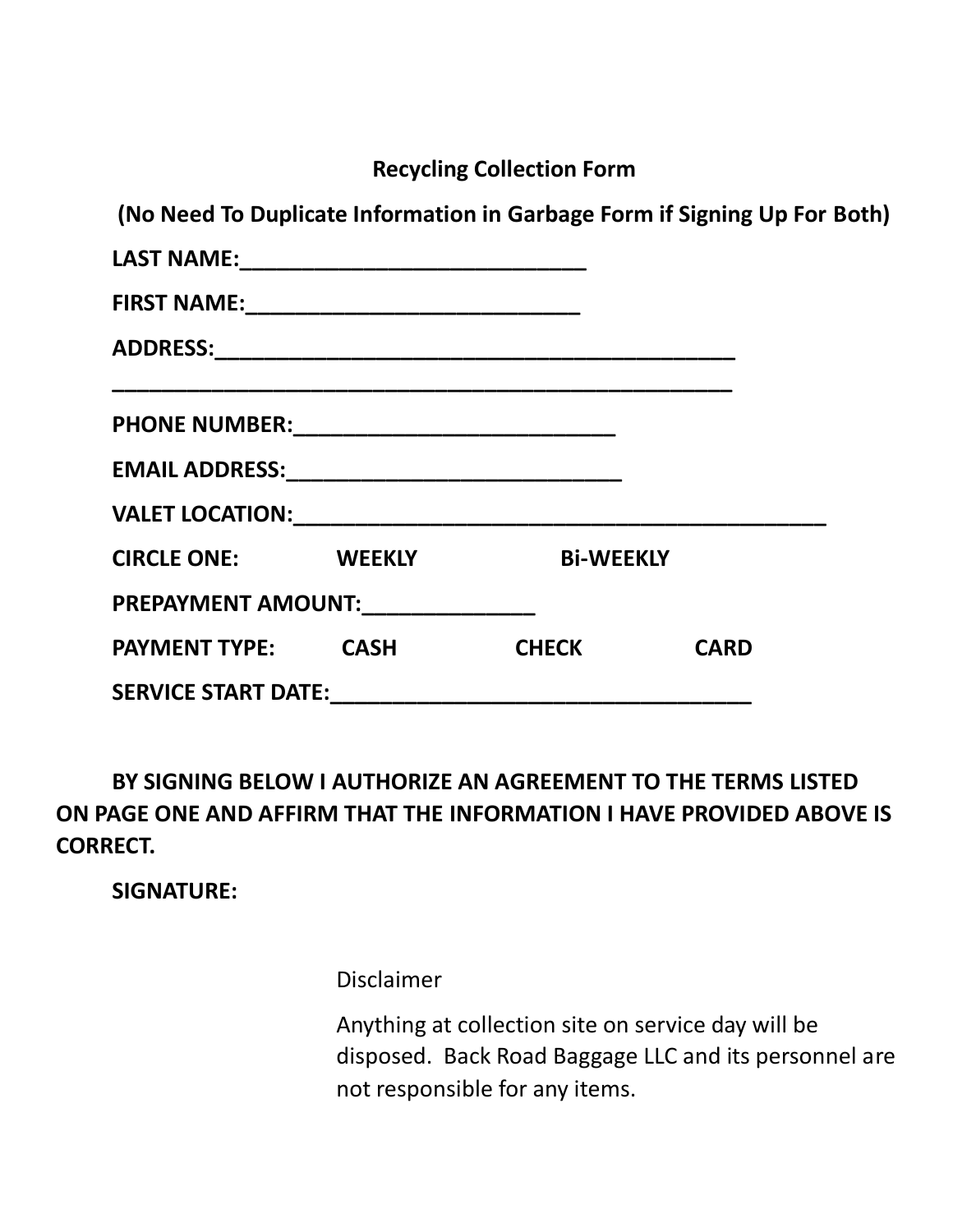**Recycling Collection Form**

**(No Need To Duplicate Information in Garbage Form if Signing Up For Both)**

**LAST NAME:**_____________________________

**FIRST NAME:**____________________________

**ADDRESS:**_____________________________________________

_____________________________________________________

**PHONE NUMBER:**___________________________

**EMAIL ADDRESS:**___________________________

**VALET LOCATION:**______________________________________________

**CIRCLE ONE:** **WEEKLY** **Bi-WEEKLY**

**PREPAYMENT AMOUNT:**______________

**PAYMENT TYPE:** **CASH** **CHECK** **CARD**

**SERVICE START DATE:**___________________________________

**BY SIGNING BELOW I AUTHORIZE AN AGREEMENT TO THE TERMS LISTED ON PAGE ONE AND AFFIRM THAT THE INFORMATION I HAVE PROVIDED ABOVE IS CORRECT.**

**SIGNATURE:**

Disclaimer

Anything at collection site on service day will be disposed. Back Road Baggage LLC and its personnel are not responsible for any items.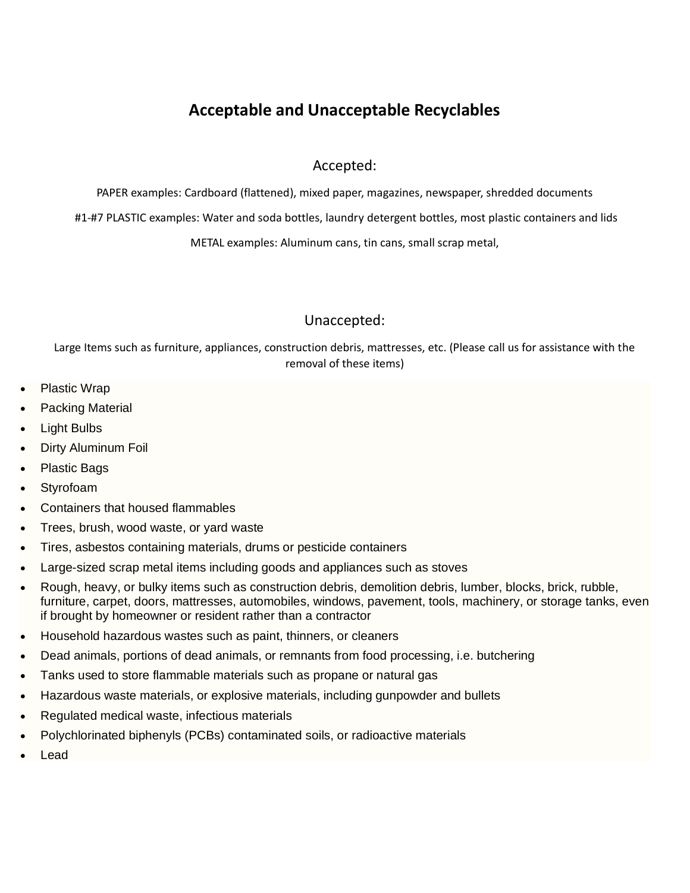# Acceptable and Unacceptable Recyclables

## Accepted:

PAPER examples: Cardboard (flattened), mixed paper, magazines, newspaper, shredded documents

#1-#7 PLASTIC examples: Water and soda bottles, laundry detergent bottles, most plastic containers and lids

METAL examples: Aluminum cans, tin cans, small scrap metal,

## Unaccepted:

Large Items such as furniture, appliances, construction debris, mattresses, etc. (Please call us for assistance with the removal of these items)

- Plastic Wrap
- Packing Material
- Light Bulbs
- Dirty Aluminum Foil
- Plastic Bags
- Styrofoam
- Containers that housed flammables
- Trees, brush, wood waste, or yard waste
- Tires, asbestos containing materials, drums or pesticide containers
- Large-sized scrap metal items including goods and appliances such as stoves
- Rough, heavy, or bulky items such as construction debris, demolition debris, lumber, blocks, brick, rubble, furniture, carpet, doors, mattresses, automobiles, windows, pavement, tools, machinery, or storage tanks, even if brought by homeowner or resident rather than a contractor
- Household hazardous wastes such as paint, thinners, or cleaners
- Dead animals, portions of dead animals, or remnants from food processing, i.e. butchering
- Tanks used to store flammable materials such as propane or natural gas
- Hazardous waste materials, or explosive materials, including gunpowder and bullets
- Regulated medical waste, infectious materials
- Polychlorinated biphenyls (PCBs) contaminated soils, or radioactive materials
- Lead